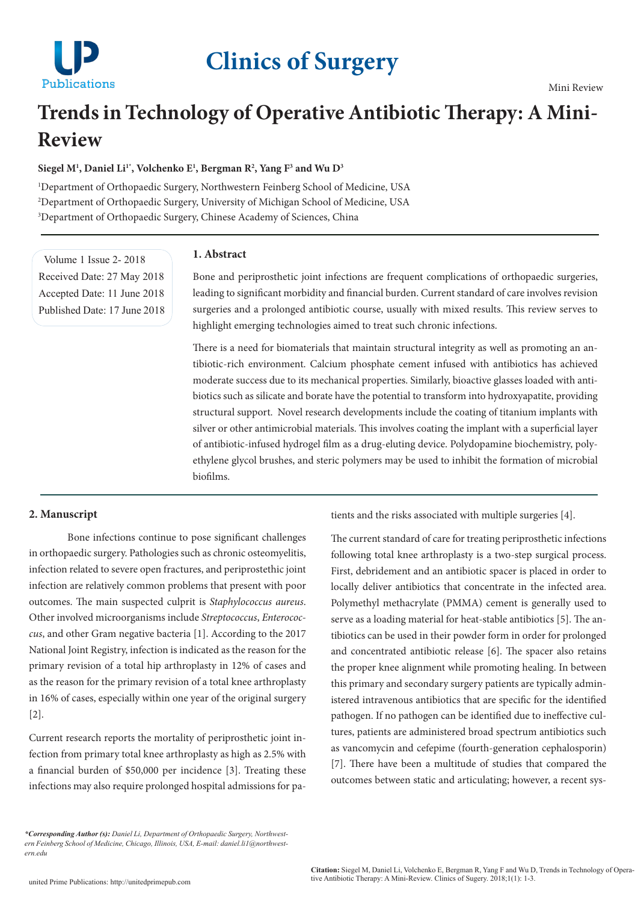Mini Review

# Trends in Technology of Operative Antibiotic Therapy: A Mini-Review

**Siegel M[1], Daniel Li[1*], Volchenko E[1], Bergman R[2], Yang F[3] and Wu D[3]**

[1]Department of Orthopaedic Surgery, Northwestern Feinberg School of Medicine, USA

[2]Department of Orthopaedic Surgery, University of Michigan School of Medicine, USA

[3]Department of Orthopaedic Surgery, Chinese Academy of Sciences, China

Volume 1 Issue 2- 2018
Received Date: 27 May 2018
Accepted Date: 11 June 2018
Published Date: 17 June 2018

## 1. Abstract

Bone and periprosthetic joint infections are frequent complications of orthopaedic surgeries, leading to significant morbidity and financial burden. Current standard of care involves revision surgeries and a prolonged antibiotic course, usually with mixed results. This review serves to highlight emerging technologies aimed to treat such chronic infections.

There is a need for biomaterials that maintain structural integrity as well as promoting an antibiotic-rich environment. Calcium phosphate cement infused with antibiotics has achieved moderate success due to its mechanical properties. Similarly, bioactive glasses loaded with antibiotics such as silicate and borate have the potential to transform into hydroxyapatite, providing structural support. Novel research developments include the coating of titanium implants with silver or other antimicrobial materials. This involves coating the implant with a superficial layer of antibiotic-infused hydrogel film as a drug-eluting device. Polydopamine biochemistry, polyethylene glycol brushes, and steric polymers may be used to inhibit the formation of microbial biofilms.

## 2. Manuscript

Bone infections continue to pose significant challenges in orthopaedic surgery. Pathologies such as chronic osteomyelitis, infection related to severe open fractures, and periprostethic joint infection are relatively common problems that present with poor outcomes. The main suspected culprit is *Staphylococcus aureus*. Other involved microorganisms include *Streptococcus*, *Enterococcus*, and other Gram negative bacteria [1]. According to the 2017 National Joint Registry, infection is indicated as the reason for the primary revision of a total hip arthroplasty in 12% of cases and as the reason for the primary revision of a total knee arthroplasty in 16% of cases, especially within one year of the original surgery [2].

Current research reports the mortality of periprosthetic joint infection from primary total knee arthroplasty as high as 2.5% with a financial burden of $50,000 per incidence [3]. Treating these infections may also require prolonged hospital admissions for patients and the risks associated with multiple surgeries [4].

The current standard of care for treating periprosthetic infections following total knee arthroplasty is a two-step surgical process. First, debridement and an antibiotic spacer is placed in order to locally deliver antibiotics that concentrate in the infected area. Polymethyl methacrylate (PMMA) cement is generally used to serve as a loading material for heat-stable antibiotics [5]. The antibiotics can be used in their powder form in order for prolonged and concentrated antibiotic release [6]. The spacer also retains the proper knee alignment while promoting healing. In between this primary and secondary surgery patients are typically administered intravenous antibiotics that are specific for the identified pathogen. If no pathogen can be identified due to ineffective cultures, patients are administered broad spectrum antibiotics such as vancomycin and cefepime (fourth-generation cephalosporin) [7]. There have been a multitude of studies that compared the outcomes between static and articulating; however, a recent sys-

***Corresponding Author (s):** *Daniel Li, Department of Orthopaedic Surgery, Northwestern Feinberg School of Medicine, Chicago, Illinois, USA, E-mail: daniel.li1@northwestern.edu*

**Citation:** Siegel M, Daniel Li, Volchenko E, Bergman R, Yang F and Wu D, Trends in Technology of Operative Antibiotic Therapy: A Mini-Review. Clinics of Sugery. 2018;1(1): 1-3.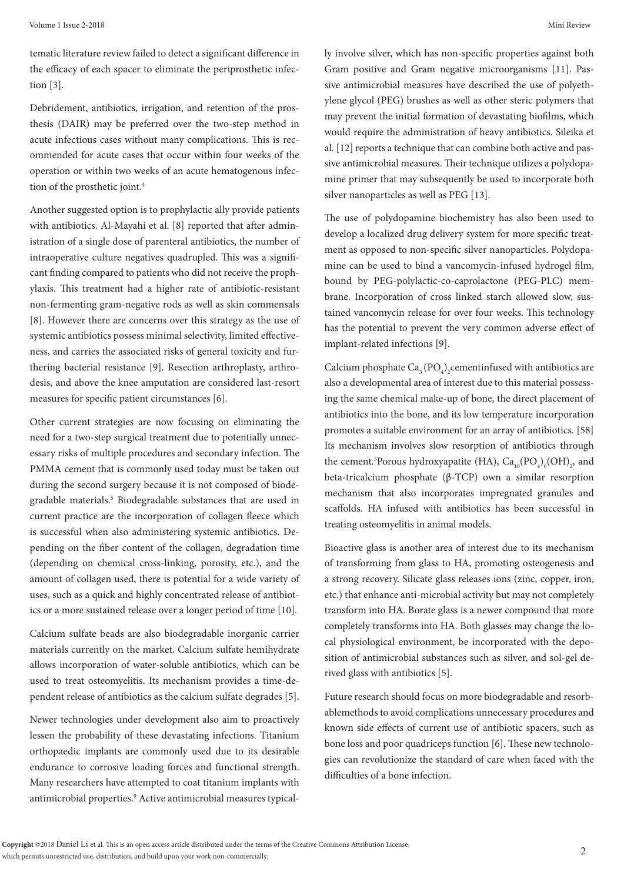tematic literature review failed to detect a significant difference in the efficacy of each spacer to eliminate the periprosthetic infection [3].

Debridement, antibiotics, irrigation, and retention of the prosthesis (DAIR) may be preferred over the two-step method in acute infectious cases without many complications. This is recommended for acute cases that occur within four weeks of the operation or within two weeks of an acute hematogenous infection of the prosthetic joint.[4]

Another suggested option is to prophylactic ally provide patients with antibiotics. Al-Mayahi et al. [8] reported that after administration of a single dose of parenteral antibiotics, the number of intraoperative culture negatives quadrupled. This was a significant finding compared to patients who did not receive the prophylaxis. This treatment had a higher rate of antibiotic-resistant non-fermenting gram-negative rods as well as skin commensals [8]. However there are concerns over this strategy as the use of systemic antibiotics possess minimal selectivity, limited effectiveness, and carries the associated risks of general toxicity and furthering bacterial resistance [9]. Resection arthroplasty, arthrodesis, and above the knee amputation are considered last-resort measures for specific patient circumstances [6].

Other current strategies are now focusing on eliminating the need for a two-step surgical treatment due to potentially unnecessary risks of multiple procedures and secondary infection. The PMMA cement that is commonly used today must be taken out during the second surgery because it is not composed of biodegradable materials.[5] Biodegradable substances that are used in current practice are the incorporation of collagen fleece which is successful when also administering systemic antibiotics. Depending on the fiber content of the collagen, degradation time (depending on chemical cross-linking, porosity, etc.), and the amount of collagen used, there is potential for a wide variety of uses, such as a quick and highly concentrated release of antibiotics or a more sustained release over a longer period of time [10].

Calcium sulfate beads are also biodegradable inorganic carrier materials currently on the market. Calcium sulfate hemihydrate allows incorporation of water-soluble antibiotics, which can be used to treat osteomyelitis. Its mechanism provides a time-dependent release of antibiotics as the calcium sulfate degrades [5].

Newer technologies under development also aim to proactively lessen the probability of these devastating infections. Titanium orthopaedic implants are commonly used due to its desirable endurance to corrosive loading forces and functional strength. Many researchers have attempted to coat titanium implants with antimicrobial properties.[9] Active antimicrobial measures typically involve silver, which has non-specific properties against both Gram positive and Gram negative microorganisms [11]. Passive antimicrobial measures have described the use of polyethylene glycol (PEG) brushes as well as other steric polymers that may prevent the initial formation of devastating biofilms, which would require the administration of heavy antibiotics. Sileika et al. [12] reports a technique that can combine both active and passive antimicrobial measures. Their technique utilizes a polydopamine primer that may subsequently be used to incorporate both silver nanoparticles as well as PEG [13].

The use of polydopamine biochemistry has also been used to develop a localized drug delivery system for more specific treatment as opposed to non-specific silver nanoparticles. Polydopamine can be used to bind a vancomycin-infused hydrogel film, bound by PEG-polylactic-co-caprolactone (PEG-PLC) membrane. Incorporation of cross linked starch allowed slow, sustained vancomycin release for over four weeks. This technology has the potential to prevent the very common adverse effect of implant-related infections [9].

Calcium phosphate $Ca_3(PO_4)_2$cementinfused with antibiotics are also a developmental area of interest due to this material possessing the same chemical make-up of bone, the direct placement of antibiotics into the bone, and its low temperature incorporation promotes a suitable environment for an array of antibiotics. [58] Its mechanism involves slow resorption of antibiotics through the cement.[5]Porous hydroxyapatite (HA), $Ca_{10}(PO_4)_6(OH)_2$, and beta-tricalcium phosphate (β-TCP) own a similar resorption mechanism that also incorporates impregnated granules and scaffolds. HA infused with antibiotics has been successful in treating osteomyelitis in animal models.

Bioactive glass is another area of interest due to its mechanism of transforming from glass to HA, promoting osteogenesis and a strong recovery. Silicate glass releases ions (zinc, copper, iron, etc.) that enhance anti-microbial activity but may not completely transform into HA. Borate glass is a newer compound that more completely transforms into HA. Both glasses may change the local physiological environment, be incorporated with the deposition of antimicrobial substances such as silver, and sol-gel derived glass with antibiotics [5].

Future research should focus on more biodegradable and resorbablemethods to avoid complications unnecessary procedures and known side effects of current use of antibiotic spacers, such as bone loss and poor quadriceps function [6]. These new technologies can revolutionize the standard of care when faced with the difficulties of a bone infection.

**Copyright** ©2018 Daniel Li et al. This is an open access article distributed under the terms of the Creative Commons Attribution License, which permits unrestricted use, distribution, and build upon your work non-commercially.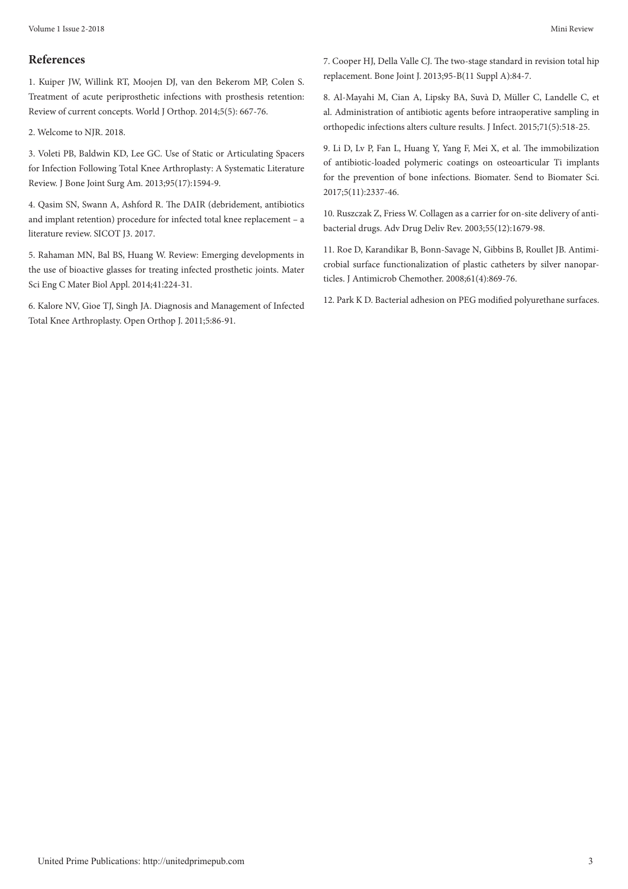## References

1. Kuiper JW, Willink RT, Moojen DJ, van den Bekerom MP, Colen S. Treatment of acute periprosthetic infections with prosthesis retention: Review of current concepts. World J Orthop. 2014;5(5): 667-76.

2. Welcome to NJR. 2018.

3. Voleti PB, Baldwin KD, Lee GC. Use of Static or Articulating Spacers for Infection Following Total Knee Arthroplasty: A Systematic Literature Review. J Bone Joint Surg Am. 2013;95(17):1594-9.

4. Qasim SN, Swann A, Ashford R. The DAIR (debridement, antibiotics and implant retention) procedure for infected total knee replacement – a literature review. SICOT J3. 2017.

5. Rahaman MN, Bal BS, Huang W. Review: Emerging developments in the use of bioactive glasses for treating infected prosthetic joints. Mater Sci Eng C Mater Biol Appl. 2014;41:224-31.

6. Kalore NV, Gioe TJ, Singh JA. Diagnosis and Management of Infected Total Knee Arthroplasty. Open Orthop J. 2011;5:86-91.

7. Cooper HJ, Della Valle CJ. The two-stage standard in revision total hip replacement. Bone Joint J. 2013;95-B(11 Suppl A):84-7.

8. Al-Mayahi M, Cian A, Lipsky BA, Suvà D, Müller C, Landelle C, et al. Administration of antibiotic agents before intraoperative sampling in orthopedic infections alters culture results. J Infect. 2015;71(5):518-25.

9. Li D, Lv P, Fan L, Huang Y, Yang F, Mei X, et al. The immobilization of antibiotic-loaded polymeric coatings on osteoarticular Ti implants for the prevention of bone infections. Biomater. Send to Biomater Sci. 2017;5(11):2337-46.

10. Ruszczak Z, Friess W. Collagen as a carrier for on-site delivery of antibacterial drugs. Adv Drug Deliv Rev. 2003;55(12):1679-98.

11. Roe D, Karandikar B, Bonn-Savage N, Gibbins B, Roullet JB. Antimicrobial surface functionalization of plastic catheters by silver nanoparticles. J Antimicrob Chemother. 2008;61(4):869-76.

12. Park K D. Bacterial adhesion on PEG modified polyurethane surfaces.